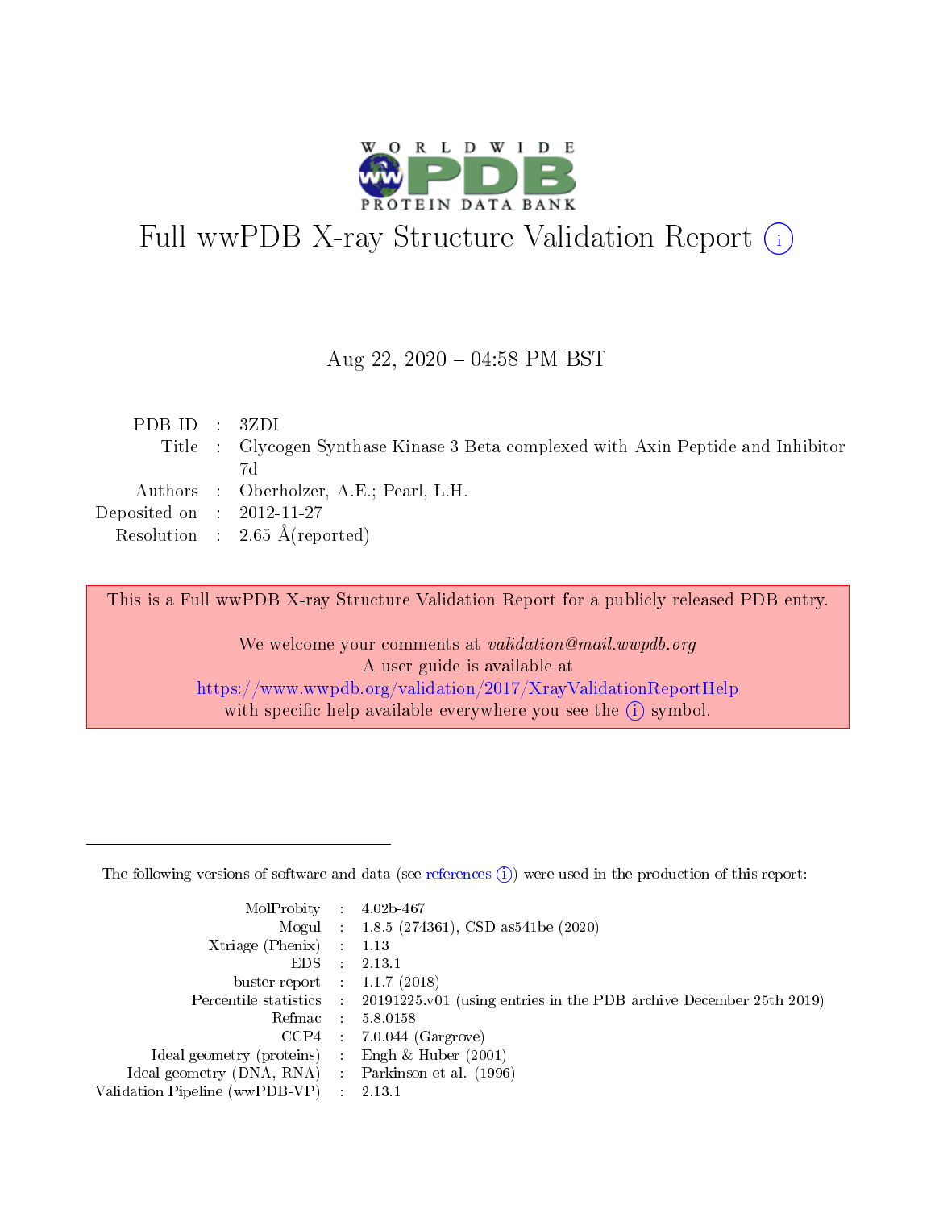# Full wwPDB X-ray Structure Validation Report ⓘ

Aug 22, 2020 – 04:58 PM BST

| | | |
|---|---|---|
| PDB ID | : | 3ZDI |
| Title | : | Glycogen Synthase Kinase 3 Beta complexed with Axin Peptide and Inhibitor 7d |
| Authors | : | Oberholzer, A.E.; Pearl, L.H. |
| Deposited on | : | 2012-11-27 |
| Resolution | : | 2.65 Å(reported) |

This is a Full wwPDB X-ray Structure Validation Report for a publicly released PDB entry.

We welcome your comments at *validation@mail.wwpdb.org*
A user guide is available at
https://www.wwpdb.org/validation/2017/XrayValidationReportHelp
with specific help available everywhere you see the ⓘ symbol.

The following versions of software and data (see references ⓘ) were used in the production of this report:

| | | |
|---|---|---|
| MolProbity | : | 4.02b-467 |
| Mogul | : | 1.8.5 (274361), CSD as541be (2020) |
| Xtriage (Phenix) | : | 1.13 |
| EDS | : | 2.13.1 |
| buster-report | : | 1.1.7 (2018) |
| Percentile statistics | : | 20191225.v01 (using entries in the PDB archive December 25th 2019) |
| Refmac | : | 5.8.0158 |
| CCP4 | : | 7.0.044 (Gargrove) |
| Ideal geometry (proteins) | : | Engh & Huber (2001) |
| Ideal geometry (DNA, RNA) | : | Parkinson et al. (1996) |
| Validation Pipeline (wwPDB-VP) | : | 2.13.1 |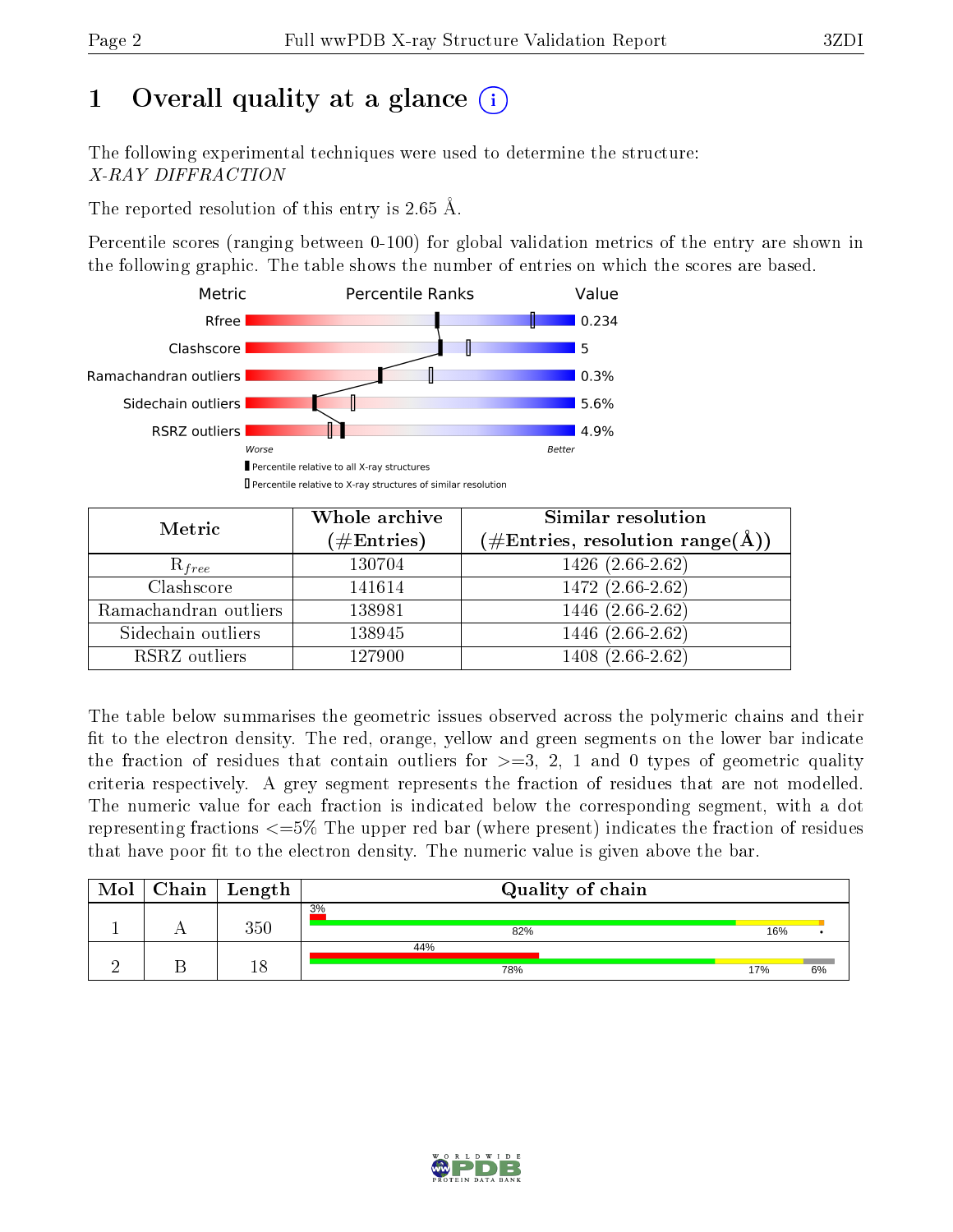# 1 Overall quality at a glance

The following experimental techniques were used to determine the structure:
*X-RAY DIFFRACTION*

The reported resolution of this entry is 2.65 Å.

Percentile scores (ranging between 0-100) for global validation metrics of the entry are shown in the following graphic. The table shows the number of entries on which the scores are based.

Metric
Percentile Ranks
Value
Rfree 0.234
Clashscore 5
Ramachandran outliers 0.3%
Sidechain outliers 5.6%
RSRZ outliers 4.9%
Worse
Better
Percentile relative to all X-ray structures
Percentile relative to X-ray structures of similar resolution

| Metric | Whole archive (#Entries) | Similar resolution (#Entries, resolution range(Å)) |
|---|---|---|
| $R_{free}$ | 130704 | 1426 (2.66-2.62) |
| Clashscore | 141614 | 1472 (2.66-2.62) |
| Ramachandran outliers | 138981 | 1446 (2.66-2.62) |
| Sidechain outliers | 138945 | 1446 (2.66-2.62) |
| RSRZ outliers | 127900 | 1408 (2.66-2.62) |

The table below summarises the geometric issues observed across the polymeric chains and their fit to the electron density. The red, orange, yellow and green segments on the lower bar indicate the fraction of residues that contain outliers for >=3, 2, 1 and 0 types of geometric quality criteria respectively. A grey segment represents the fraction of residues that are not modelled. The numeric value for each fraction is indicated below the corresponding segment, with a dot representing fractions <=5% The upper red bar (where present) indicates the fraction of residues that have poor fit to the electron density. The numeric value is given above the bar.

| Mol | Chain | Length | Quality of chain |
|---|---|---|---|
| 1 | A | 350 | 3% / 82% / 16% / • |
| 2 | B | 18 | 44% / 78% / 17% / 6% |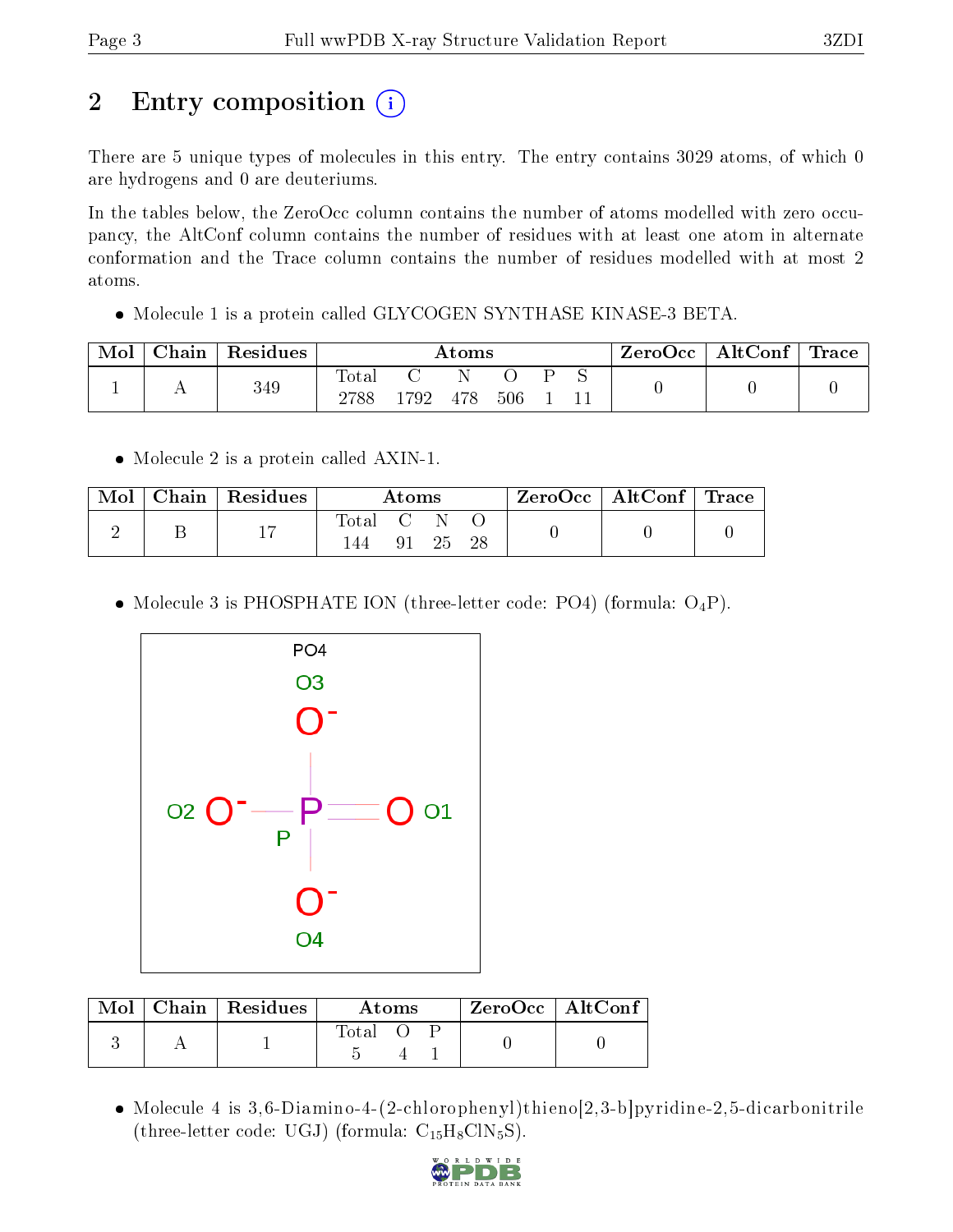# 2 Entry composition

There are 5 unique types of molecules in this entry. The entry contains 3029 atoms, of which 0 are hydrogens and 0 are deuteriums.

In the tables below, the ZeroOcc column contains the number of atoms modelled with zero occupancy, the AltConf column contains the number of residues with at least one atom in alternate conformation and the Trace column contains the number of residues modelled with at most 2 atoms.

- Molecule 1 is a protein called GLYCOGEN SYNTHASE KINASE-3 BETA.

| Mol | Chain | Residues | Atoms | | | | | | ZeroOcc | AltConf | Trace |
|---|---|---|---|---|---|---|---|---|---|---|---|
| | | | Total | C | N | O | P | S | | | |
| 1 | A | 349 | 2788 | 1792 | 478 | 506 | 1 | 11 | 0 | 0 | 0 |

- Molecule 2 is a protein called AXIN-1.

| Mol | Chain | Residues | Atoms | | | | ZeroOcc | AltConf | Trace |
|---|---|---|---|---|---|---|---|---|---|
| | | | Total | C | N | O | | | |
| 2 | B | 17 | 144 | 91 | 25 | 28 | 0 | 0 | 0 |

- Molecule 3 is PHOSPHATE ION (three-letter code: PO4) (formula: $O_4P$).

PO4

O3

O2 P O1

O4

| Mol | Chain | Residues | Atoms | | | ZeroOcc | AltConf |
|---|---|---|---|---|---|---|---|
| | | | Total | O | P | | |
| 3 | A | 1 | 5 | 4 | 1 | 0 | 0 |

- Molecule 4 is 3,6-Diamino-4-(2-chlorophenyl)thieno[2,3-b]pyridine-2,5-dicarbonitrile (three-letter code: UGJ) (formula: $C_{15}H_8ClN_5S$).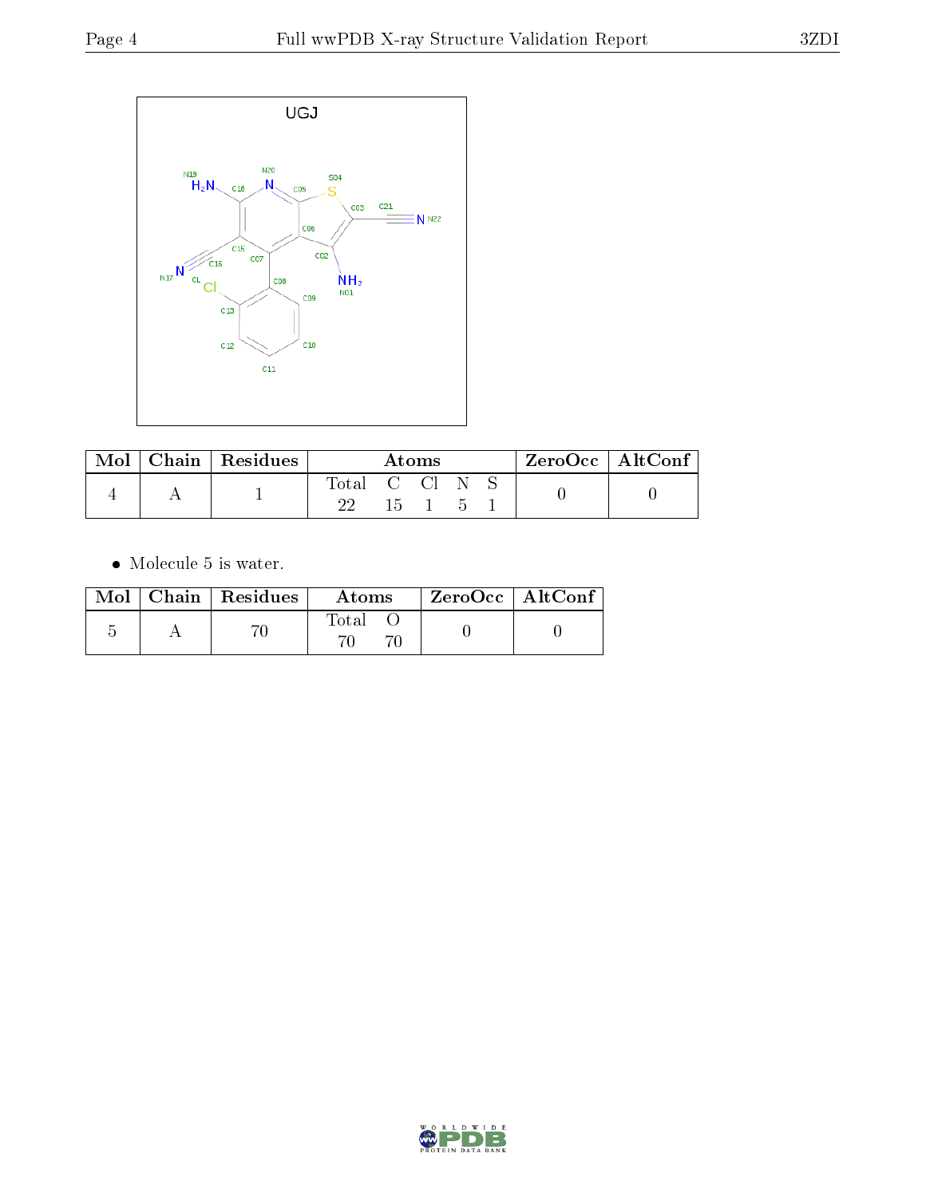UGJ

H2N N19, N20, S04, C18, C05, C03, C21, N22, C06, C15, C02, C07, C16, N17, CL, Cl, C08, NH2 N01, C13, C09, C12, C10, C11

| Mol | Chain | Residues | Atoms | | | | | ZeroOcc | AltConf |
|---|---|---|---|---|---|---|---|---|---|
| | | | Total | C | Cl | N | S | | |
| 4 | A | 1 | 22 | 15 | 1 | 5 | 1 | 0 | 0 |

- Molecule 5 is water.

| Mol | Chain | Residues | Atoms | | ZeroOcc | AltConf |
|---|---|---|---|---|---|---|
| | | | Total | O | | |
| 5 | A | 70 | 70 | 70 | 0 | 0 |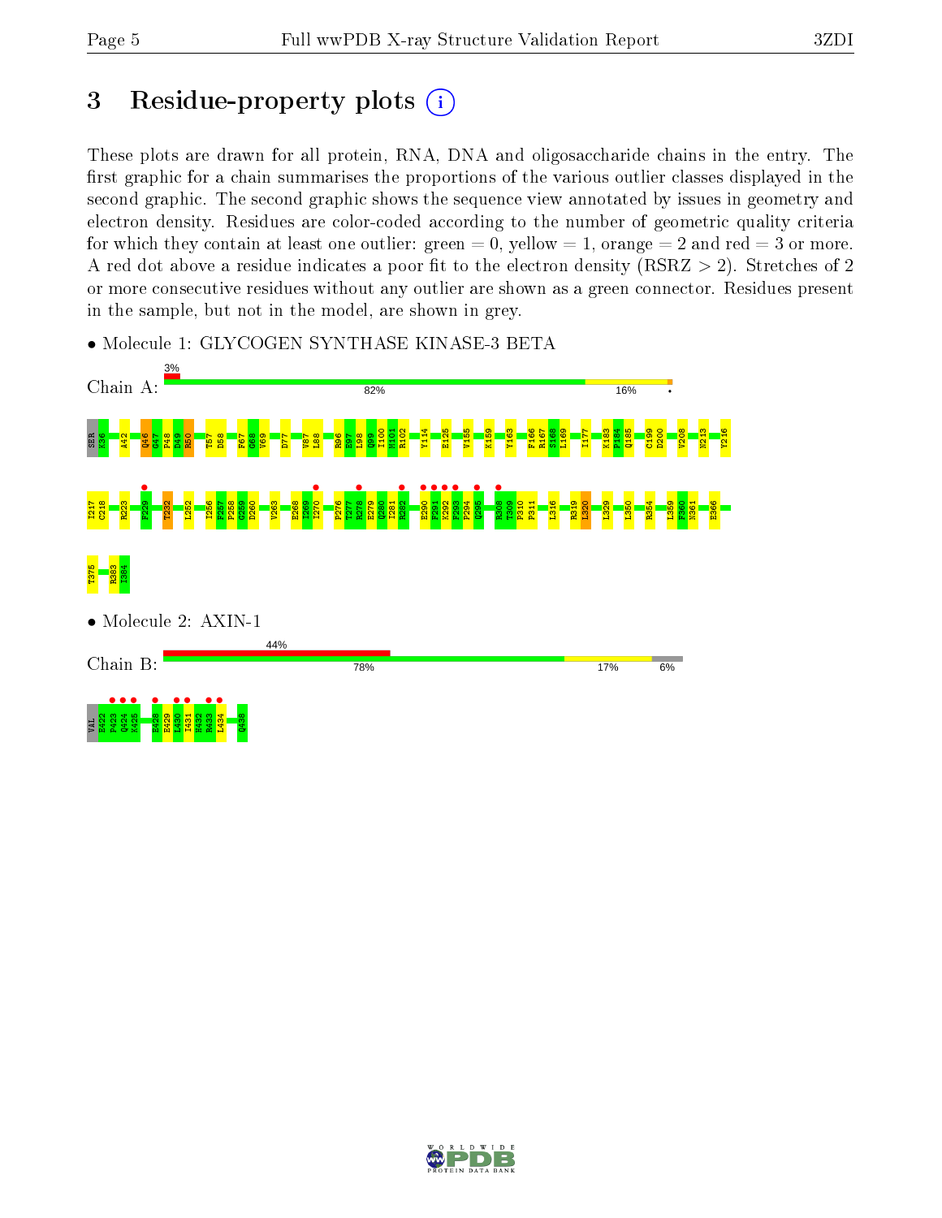# 3 Residue-property plots

These plots are drawn for all protein, RNA, DNA and oligosaccharide chains in the entry. The first graphic for a chain summarises the proportions of the various outlier classes displayed in the second graphic. The second graphic shows the sequence view annotated by issues in geometry and electron density. Residues are color-coded according to the number of geometric quality criteria for which they contain at least one outlier: green = 0, yellow = 1, orange = 2 and red = 3 or more. A red dot above a residue indicates a poor fit to the electron density (RSRZ > 2). Stretches of 2 or more consecutive residues without any outlier are shown as a green connector. Residues present in the sample, but not in the model, are shown in grey.

• Molecule 1: GLYCOGEN SYNTHASE KINASE-3 BETA

Chain A:

3%

82%

16%

•

SER K36 A42 Q46 G47 P48 D49 R50 T57 D58 F67 G68 V69 D77 V87 L88 R96 E97 L98 Q99 I100 M101 R102 Y114 E125 V155 K159 Y163 F166 R167 S168 L169 I177 K183 P184 Q185 C199 D200 V208 N213 Y216 I217 C218 R223 F229 T232 L252 I256 F257 P258 G259 D260 V263 E268 I269 I270 P276 T277 R278 E279 Q280 I281 R282 E290 F291 K292 F293 P294 Q298 R308 T309 P310 P311 L316 R319 L320 L329 L350 R354 L359 F360 N361 E366 T375 R383 I384

• Molecule 2: AXIN-1

Chain B:

44%

78%

17%

6%

VAL E422 F423 Q424 K425 E428 E429 L430 I431 H432 R433 L434 Q438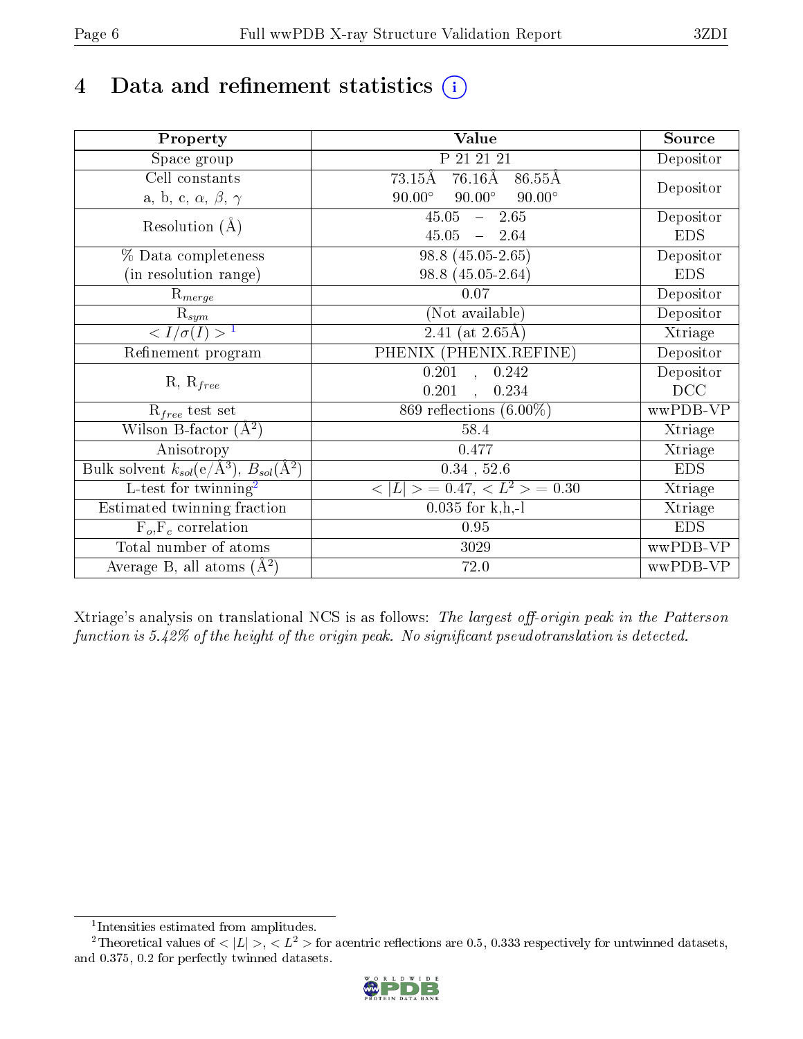# 4 Data and refinement statistics

| Property | Value | Source |
|---|---|---|
| Space group | P 21 21 21 | Depositor |
| Cell constants<br>a, b, c, $\alpha$, $\beta$, $\gamma$ | 73.15Å 76.16Å 86.55Å<br>90.00° 90.00° 90.00° | Depositor |
| Resolution (Å) | 45.05 – 2.65<br>45.05 – 2.64 | Depositor<br>EDS |
| % Data completeness<br>(in resolution range) | 98.8 (45.05-2.65)<br>98.8 (45.05-2.64) | Depositor<br>EDS |
| $R_{merge}$ | 0.07 | Depositor |
| $R_{sym}$ | (Not available) | Depositor |
| $< I/\sigma(I) >$ [1] | 2.41 (at 2.65Å) | Xtriage |
| Refinement program | PHENIX (PHENIX.REFINE) | Depositor |
| R, $R_{free}$ | 0.201 , 0.242<br>0.201 , 0.234 | Depositor<br>DCC |
| $R_{free}$ test set | 869 reflections (6.00%) | wwPDB-VP |
| Wilson B-factor (Å$^2$) | 58.4 | Xtriage |
| Anisotropy | 0.477 | Xtriage |
| Bulk solvent $k_{sol}$(e/Å$^3$), $B_{sol}$(Å$^2$) | 0.34 , 52.6 | EDS |
| L-test for twinning[2] | $< \|L\| > = 0.47$, $< L^2 > = 0.30$ | Xtriage |
| Estimated twinning fraction | 0.035 for k,h,-l | Xtriage |
| $F_o$,$F_c$ correlation | 0.95 | EDS |
| Total number of atoms | 3029 | wwPDB-VP |
| Average B, all atoms (Å$^2$) | 72.0 | wwPDB-VP |

Xtriage's analysis on translational NCS is as follows: *The largest off-origin peak in the Patterson function is 5.42% of the height of the origin peak. No significant pseudotranslation is detected.*

[1] Intensities estimated from amplitudes.

[2] Theoretical values of $< |L| >$, $< L^2 >$ for acentric reflections are 0.5, 0.333 respectively for untwinned datasets, and 0.375, 0.2 for perfectly twinned datasets.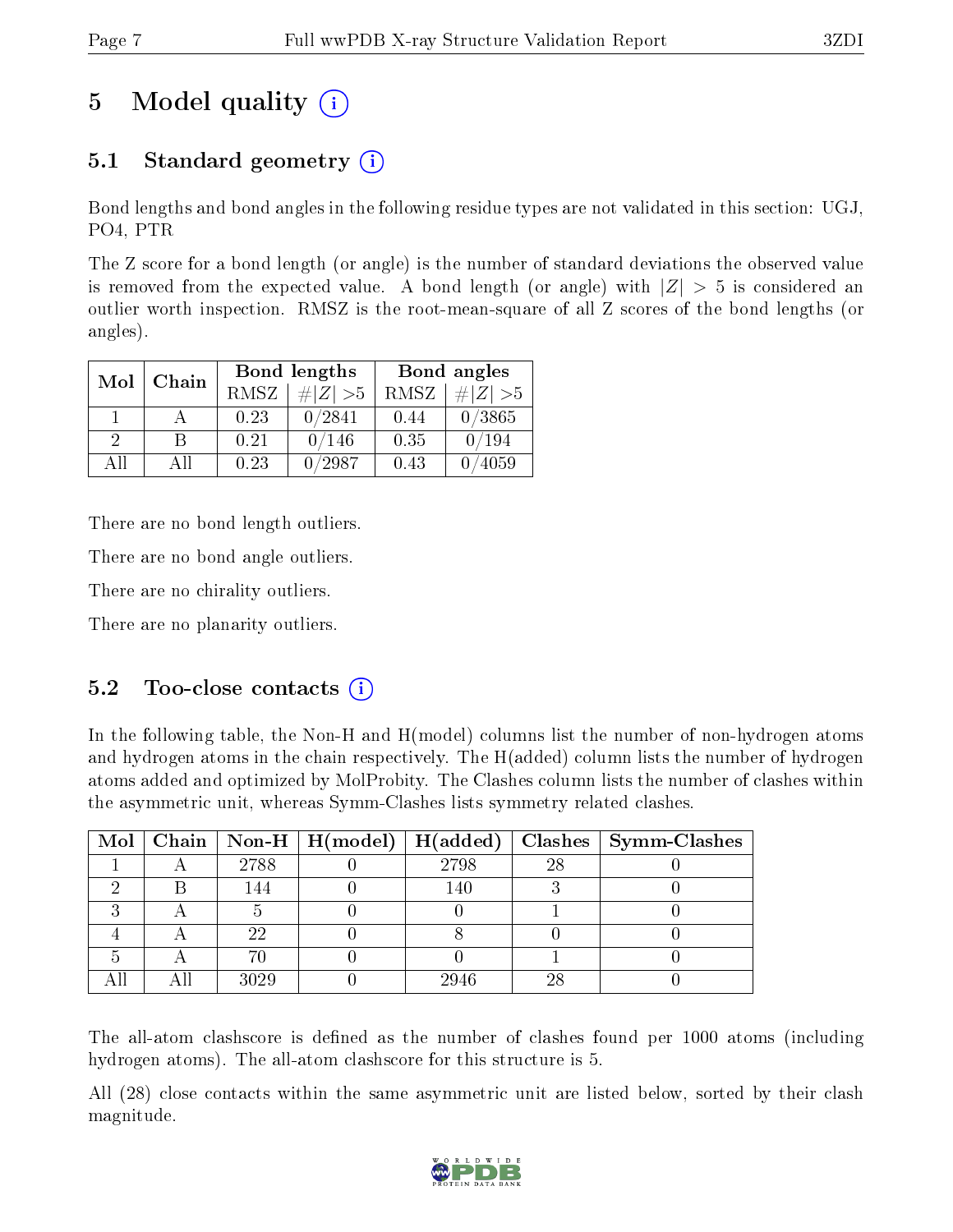# 5 Model quality (i)

## 5.1 Standard geometry (i)

Bond lengths and bond angles in the following residue types are not validated in this section: UGJ, PO4, PTR

The Z score for a bond length (or angle) is the number of standard deviations the observed value is removed from the expected value. A bond length (or angle) with $|Z| > 5$ is considered an outlier worth inspection. RMSZ is the root-mean-square of all Z scores of the bond lengths (or angles).

| Mol | Chain | Bond lengths | | Bond angles | |
|---|---|---|---|---|---|
| | | RMSZ | $\#\|Z\| > 5$ | RMSZ | $\#\|Z\| > 5$ |
| 1 | A | 0.23 | 0/2841 | 0.44 | 0/3865 |
| 2 | B | 0.21 | 0/146 | 0.35 | 0/194 |
| All | All | 0.23 | 0/2987 | 0.43 | 0/4059 |

There are no bond length outliers.

There are no bond angle outliers.

There are no chirality outliers.

There are no planarity outliers.

## 5.2 Too-close contacts (i)

In the following table, the Non-H and H(model) columns list the number of non-hydrogen atoms and hydrogen atoms in the chain respectively. The H(added) column lists the number of hydrogen atoms added and optimized by MolProbity. The Clashes column lists the number of clashes within the asymmetric unit, whereas Symm-Clashes lists symmetry related clashes.

| Mol | Chain | Non-H | H(model) | H(added) | Clashes | Symm-Clashes |
|---|---|---|---|---|---|---|
| 1 | A | 2788 | 0 | 2798 | 28 | 0 |
| 2 | B | 144 | 0 | 140 | 3 | 0 |
| 3 | A | 5 | 0 | 0 | 1 | 0 |
| 4 | A | 22 | 0 | 8 | 0 | 0 |
| 5 | A | 70 | 0 | 0 | 1 | 0 |
| All | All | 3029 | 0 | 2946 | 28 | 0 |

The all-atom clashscore is defined as the number of clashes found per 1000 atoms (including hydrogen atoms). The all-atom clashscore for this structure is 5.

All (28) close contacts within the same asymmetric unit are listed below, sorted by their clash magnitude.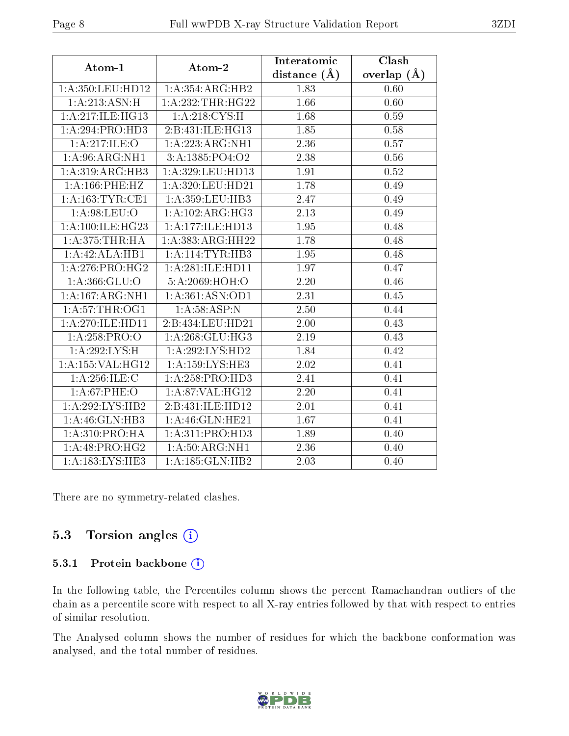| Atom-1 | Atom-2 | Interatomic distance (Å) | Clash overlap (Å) |
|---|---|---|---|
| 1:A:350:LEU:HD12 | 1:A:354:ARG:HB2 | 1.83 | 0.60 |
| 1:A:213:ASN:H | 1:A:232:THR:HG22 | 1.66 | 0.60 |
| 1:A:217:ILE:HG13 | 1:A:218:CYS:H | 1.68 | 0.59 |
| 1:A:294:PRO:HD3 | 2:B:431:ILE:HG13 | 1.85 | 0.58 |
| 1:A:217:ILE:O | 1:A:223:ARG:NH1 | 2.36 | 0.57 |
| 1:A:96:ARG:NH1 | 3:A:1385:PO4:O2 | 2.38 | 0.56 |
| 1:A:319:ARG:HB3 | 1:A:329:LEU:HD13 | 1.91 | 0.52 |
| 1:A:166:PHE:HZ | 1:A:320:LEU:HD21 | 1.78 | 0.49 |
| 1:A:163:TYR:CE1 | 1:A:359:LEU:HB3 | 2.47 | 0.49 |
| 1:A:98:LEU:O | 1:A:102:ARG:HG3 | 2.13 | 0.49 |
| 1:A:100:ILE:HG23 | 1:A:177:ILE:HD13 | 1.95 | 0.48 |
| 1:A:375:THR:HA | 1:A:383:ARG:HH22 | 1.78 | 0.48 |
| 1:A:42:ALA:HB1 | 1:A:114:TYR:HB3 | 1.95 | 0.48 |
| 1:A:276:PRO:HG2 | 1:A:281:ILE:HD11 | 1.97 | 0.47 |
| 1:A:366:GLU:O | 5:A:2069:HOH:O | 2.20 | 0.46 |
| 1:A:167:ARG:NH1 | 1:A:361:ASN:OD1 | 2.31 | 0.45 |
| 1:A:57:THR:OG1 | 1:A:58:ASP:N | 2.50 | 0.44 |
| 1:A:270:ILE:HD11 | 2:B:434:LEU:HD21 | 2.00 | 0.43 |
| 1:A:258:PRO:O | 1:A:268:GLU:HG3 | 2.19 | 0.43 |
| 1:A:292:LYS:H | 1:A:292:LYS:HD2 | 1.84 | 0.42 |
| 1:A:155:VAL:HG12 | 1:A:159:LYS:HE3 | 2.02 | 0.41 |
| 1:A:256:ILE:C | 1:A:258:PRO:HD3 | 2.41 | 0.41 |
| 1:A:67:PHE:O | 1:A:87:VAL:HG12 | 2.20 | 0.41 |
| 1:A:292:LYS:HB2 | 2:B:431:ILE:HD12 | 2.01 | 0.41 |
| 1:A:46:GLN:HB3 | 1:A:46:GLN:HE21 | 1.67 | 0.41 |
| 1:A:310:PRO:HA | 1:A:311:PRO:HD3 | 1.89 | 0.40 |
| 1:A:48:PRO:HG2 | 1:A:50:ARG:NH1 | 2.36 | 0.40 |
| 1:A:183:LYS:HE3 | 1:A:185:GLN:HB2 | 2.03 | 0.40 |

There are no symmetry-related clashes.

## 5.3 Torsion angles

### 5.3.1 Protein backbone

In the following table, the Percentiles column shows the percent Ramachandran outliers of the chain as a percentile score with respect to all X-ray entries followed by that with respect to entries of similar resolution.

The Analysed column shows the number of residues for which the backbone conformation was analysed, and the total number of residues.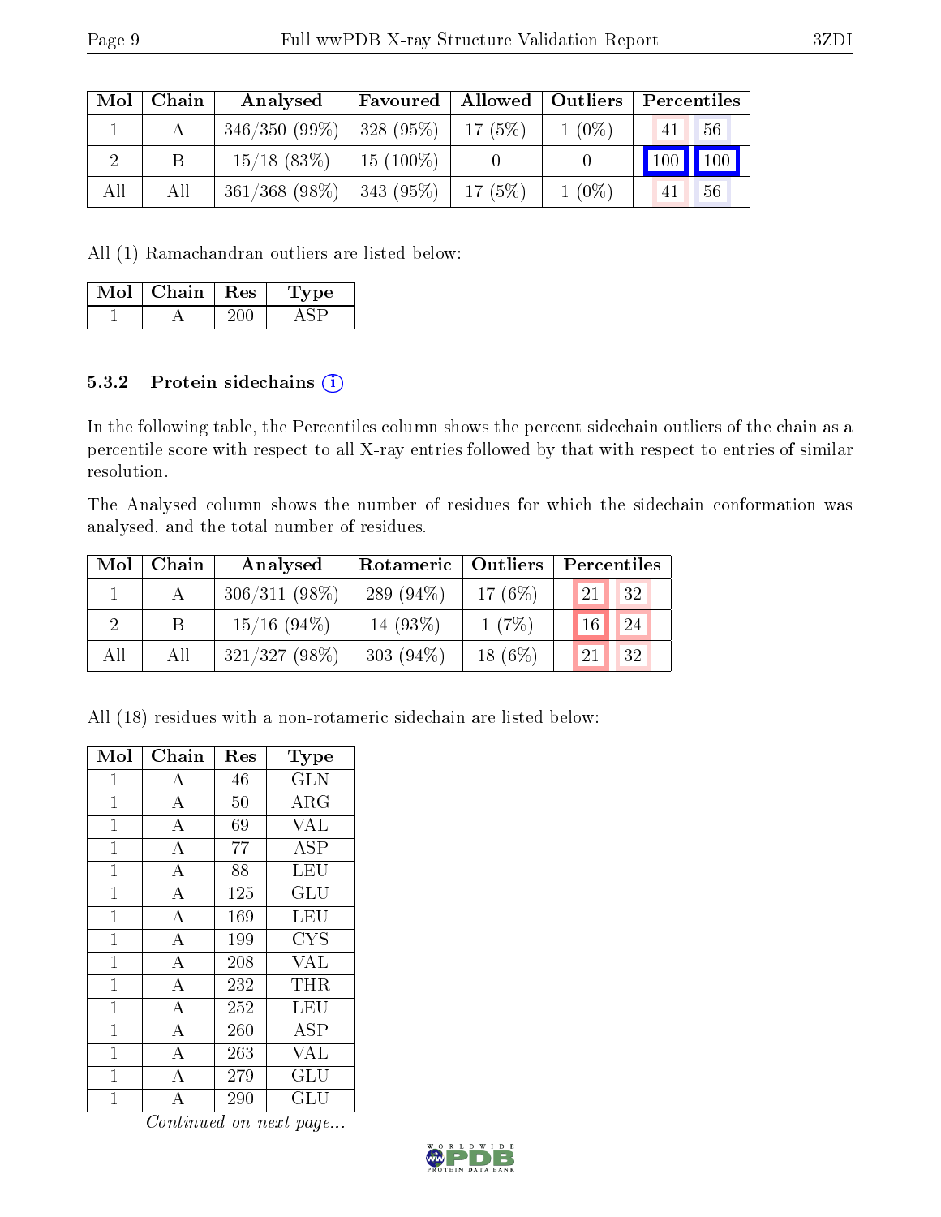| Mol | Chain | Analysed | Favoured | Allowed | Outliers | Percentiles | |
|---|---|---|---|---|---|---|---|
| 1 | A | 346/350 (99%) | 328 (95%) | 17 (5%) | 1 (0%) | 41 | 56 |
| 2 | B | 15/18 (83%) | 15 (100%) | 0 | 0 | 100 | 100 |
| All | All | 361/368 (98%) | 343 (95%) | 17 (5%) | 1 (0%) | 41 | 56 |

All (1) Ramachandran outliers are listed below:

| Mol | Chain | Res | Type |
|---|---|---|---|
| 1 | A | 200 | ASP |

### 5.3.2 Protein sidechains

In the following table, the Percentiles column shows the percent sidechain outliers of the chain as a percentile score with respect to all X-ray entries followed by that with respect to entries of similar resolution.

The Analysed column shows the number of residues for which the sidechain conformation was analysed, and the total number of residues.

| Mol | Chain | Analysed | Rotameric | Outliers | Percentiles | |
|---|---|---|---|---|---|---|
| 1 | A | 306/311 (98%) | 289 (94%) | 17 (6%) | 21 | 32 |
| 2 | B | 15/16 (94%) | 14 (93%) | 1 (7%) | 16 | 24 |
| All | All | 321/327 (98%) | 303 (94%) | 18 (6%) | 21 | 32 |

All (18) residues with a non-rotameric sidechain are listed below:

| Mol | Chain | Res | Type |
|---|---|---|---|
| 1 | A | 46 | GLN |
| 1 | A | 50 | ARG |
| 1 | A | 69 | VAL |
| 1 | A | 77 | ASP |
| 1 | A | 88 | LEU |
| 1 | A | 125 | GLU |
| 1 | A | 169 | LEU |
| 1 | A | 199 | CYS |
| 1 | A | 208 | VAL |
| 1 | A | 232 | THR |
| 1 | A | 252 | LEU |
| 1 | A | 260 | ASP |
| 1 | A | 263 | VAL |
| 1 | A | 279 | GLU |
| 1 | A | 290 | GLU |

*Continued on next page...*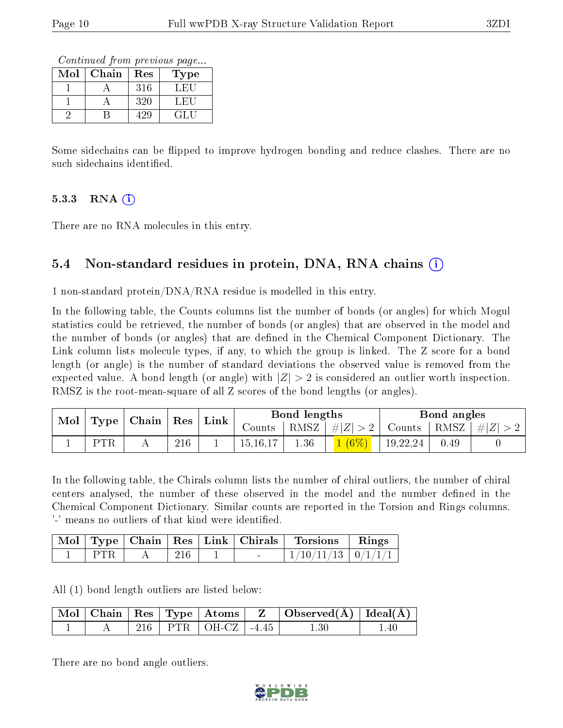*Continued from previous page...*

| Mol | Chain | Res | Type |
|---|---|---|---|
| 1 | A | 316 | LEU |
| 1 | A | 320 | LEU |
| 2 | B | 429 | GLU |

Some sidechains can be flipped to improve hydrogen bonding and reduce clashes. There are no such sidechains identified.

### 5.3.3 RNA (i)

There are no RNA molecules in this entry.

## 5.4 Non-standard residues in protein, DNA, RNA chains (i)

1 non-standard protein/DNA/RNA residue is modelled in this entry.

In the following table, the Counts columns list the number of bonds (or angles) for which Mogul statistics could be retrieved, the number of bonds (or angles) that are observed in the model and the number of bonds (or angles) that are defined in the Chemical Component Dictionary. The Link column lists molecule types, if any, to which the group is linked. The Z score for a bond length (or angle) is the number of standard deviations the observed value is removed from the expected value. A bond length (or angle) with $|Z| > 2$ is considered an outlier worth inspection. RMSZ is the root-mean-square of all Z scores of the bond lengths (or angles).

| Mol | Type | Chain | Res | Link | Bond lengths | | | Bond angles | | |
|---|---|---|---|---|---|---|---|---|---|---|
| | | | | | Counts | RMSZ | $\#\|Z\| > 2$ | Counts | RMSZ | $\#\|Z\| > 2$ |
| 1 | PTR | A | 216 | 1 | 15,16,17 | 1.36 | 1 (6%) | 19,22,24 | 0.49 | 0 |

In the following table, the Chirals column lists the number of chiral outliers, the number of chiral centers analysed, the number of these observed in the model and the number defined in the Chemical Component Dictionary. Similar counts are reported in the Torsion and Rings columns. '-' means no outliers of that kind were identified.

| Mol | Type | Chain | Res | Link | Chirals | Torsions | Rings |
|---|---|---|---|---|---|---|---|
| 1 | PTR | A | 216 | 1 | - | 1/10/11/13 | 0/1/1/1 |

All (1) bond length outliers are listed below:

| Mol | Chain | Res | Type | Atoms | Z | Observed(Å) | Ideal(Å) |
|---|---|---|---|---|---|---|---|
| 1 | A | 216 | PTR | OH-CZ | -4.45 | 1.30 | 1.40 |

There are no bond angle outliers.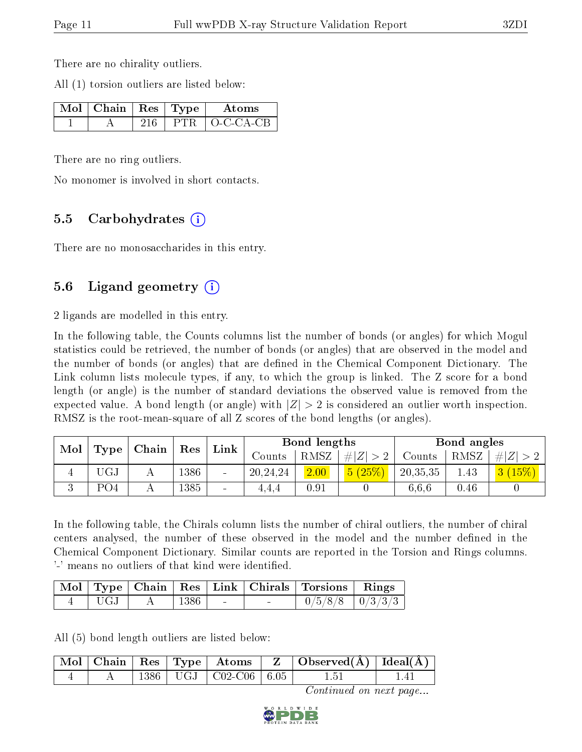There are no chirality outliers.

All (1) torsion outliers are listed below:

| Mol | Chain | Res | Type | Atoms |
|---|---|---|---|---|
| 1 | A | 216 | PTR | O-C-CA-CB |

There are no ring outliers.

No monomer is involved in short contacts.

### 5.5 Carbohydrates (i)

There are no monosaccharides in this entry.

### 5.6 Ligand geometry (i)

2 ligands are modelled in this entry.

In the following table, the Counts columns list the number of bonds (or angles) for which Mogul statistics could be retrieved, the number of bonds (or angles) that are observed in the model and the number of bonds (or angles) that are defined in the Chemical Component Dictionary. The Link column lists molecule types, if any, to which the group is linked. The Z score for a bond length (or angle) is the number of standard deviations the observed value is removed from the expected value. A bond length (or angle) with $|Z| > 2$ is considered an outlier worth inspection. RMSZ is the root-mean-square of all Z scores of the bond lengths (or angles).

| Mol | Type | Chain | Res | Link | Bond lengths | | | Bond angles | | |
|---|---|---|---|---|---|---|---|---|---|---|
| | | | | | Counts | RMSZ | #\|Z\| > 2 | Counts | RMSZ | #\|Z\| > 2 |
| 4 | UGJ | A | 1386 | - | 20,24,24 | 2.00 | 5 (25%) | 20,35,35 | 1.43 | 3 (15%) |
| 3 | PO4 | A | 1385 | - | 4,4,4 | 0.91 | 0 | 6,6,6 | 0.46 | 0 |

In the following table, the Chirals column lists the number of chiral outliers, the number of chiral centers analysed, the number of these observed in the model and the number defined in the Chemical Component Dictionary. Similar counts are reported in the Torsion and Rings columns. '-' means no outliers of that kind were identified.

| Mol | Type | Chain | Res | Link | Chirals | Torsions | Rings |
|---|---|---|---|---|---|---|---|
| 4 | UGJ | A | 1386 | - | - | 0/5/8/8 | 0/3/3/3 |

All (5) bond length outliers are listed below:

| Mol | Chain | Res | Type | Atoms | Z | Observed(Å) | Ideal(Å) |
|---|---|---|---|---|---|---|---|
| 4 | A | 1386 | UGJ | C02-C06 | 6.05 | 1.51 | 1.41 |

*Continued on next page...*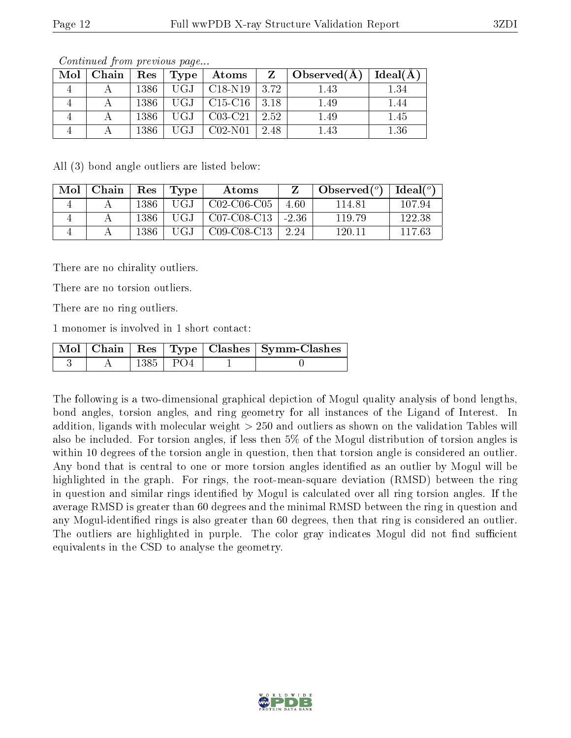*Continued from previous page...*

| Mol | Chain | Res | Type | Atoms | Z | Observed(Å) | Ideal(Å) |
|---|---|---|---|---|---|---|---|
| 4 | A | 1386 | UGJ | C18-N19 | 3.72 | 1.43 | 1.34 |
| 4 | A | 1386 | UGJ | C15-C16 | 3.18 | 1.49 | 1.44 |
| 4 | A | 1386 | UGJ | C03-C21 | 2.52 | 1.49 | 1.45 |
| 4 | A | 1386 | UGJ | C02-N01 | 2.48 | 1.43 | 1.36 |

All (3) bond angle outliers are listed below:

| Mol | Chain | Res | Type | Atoms | Z | Observed(°) | Ideal(°) |
|---|---|---|---|---|---|---|---|
| 4 | A | 1386 | UGJ | C02-C06-C05 | 4.60 | 114.81 | 107.94 |
| 4 | A | 1386 | UGJ | C07-C08-C13 | -2.36 | 119.79 | 122.38 |
| 4 | A | 1386 | UGJ | C09-C08-C13 | 2.24 | 120.11 | 117.63 |

There are no chirality outliers.

There are no torsion outliers.

There are no ring outliers.

1 monomer is involved in 1 short contact:

| Mol | Chain | Res | Type | Clashes | Symm-Clashes |
|---|---|---|---|---|---|
| 3 | A | 1385 | PO4 | 1 | 0 |

The following is a two-dimensional graphical depiction of Mogul quality analysis of bond lengths, bond angles, torsion angles, and ring geometry for all instances of the Ligand of Interest. In addition, ligands with molecular weight > 250 and outliers as shown on the validation Tables will also be included. For torsion angles, if less then 5% of the Mogul distribution of torsion angles is within 10 degrees of the torsion angle in question, then that torsion angle is considered an outlier. Any bond that is central to one or more torsion angles identified as an outlier by Mogul will be highlighted in the graph. For rings, the root-mean-square deviation (RMSD) between the ring in question and similar rings identified by Mogul is calculated over all ring torsion angles. If the average RMSD is greater than 60 degrees and the minimal RMSD between the ring in question and any Mogul-identified rings is also greater than 60 degrees, then that ring is considered an outlier. The outliers are highlighted in purple. The color gray indicates Mogul did not find sufficient equivalents in the CSD to analyse the geometry.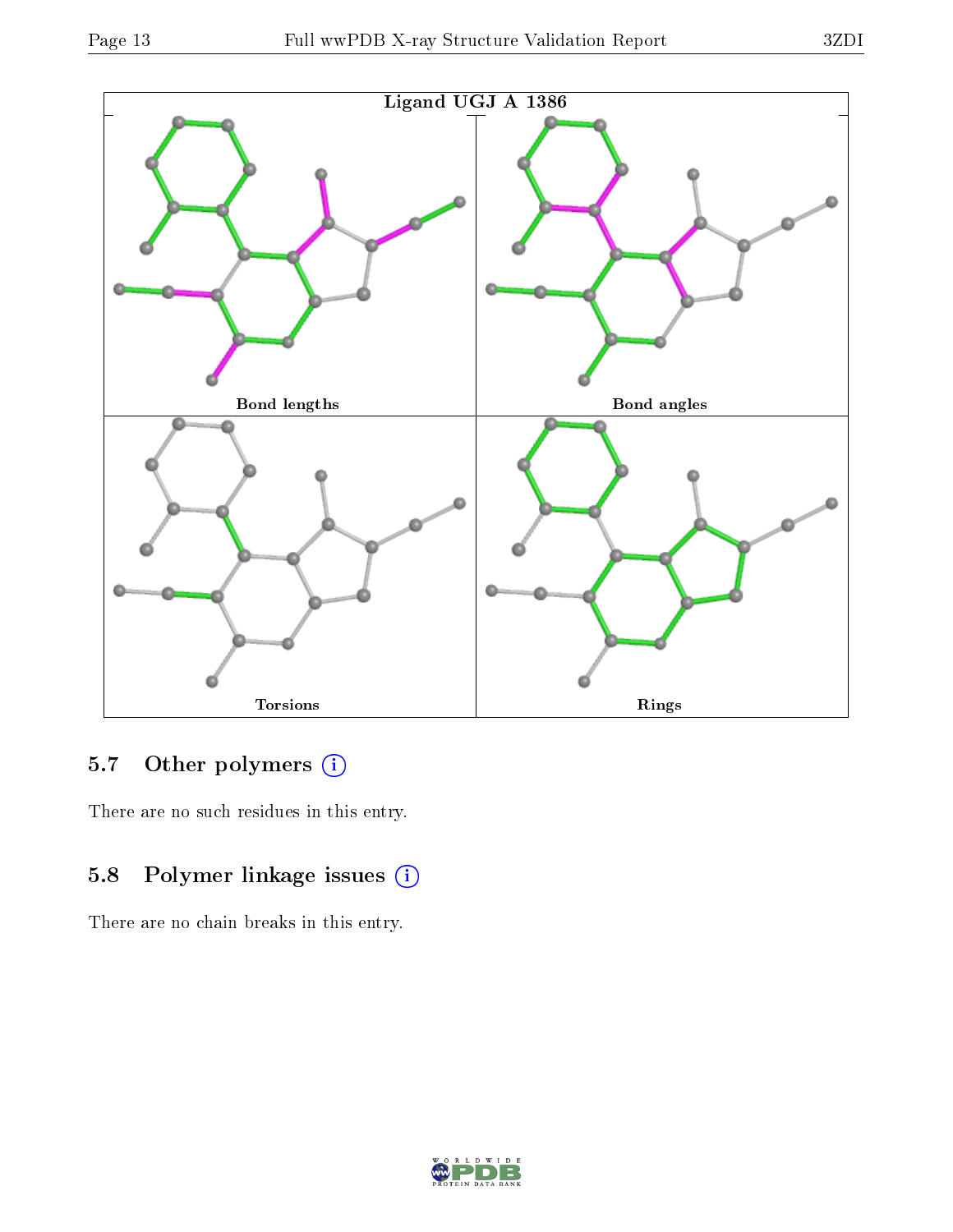Ligand UGJ A 1386

Bond lengths

Bond angles

Torsions

Rings

### 5.7 Other polymers (i)

There are no such residues in this entry.

### 5.8 Polymer linkage issues (i)

There are no chain breaks in this entry.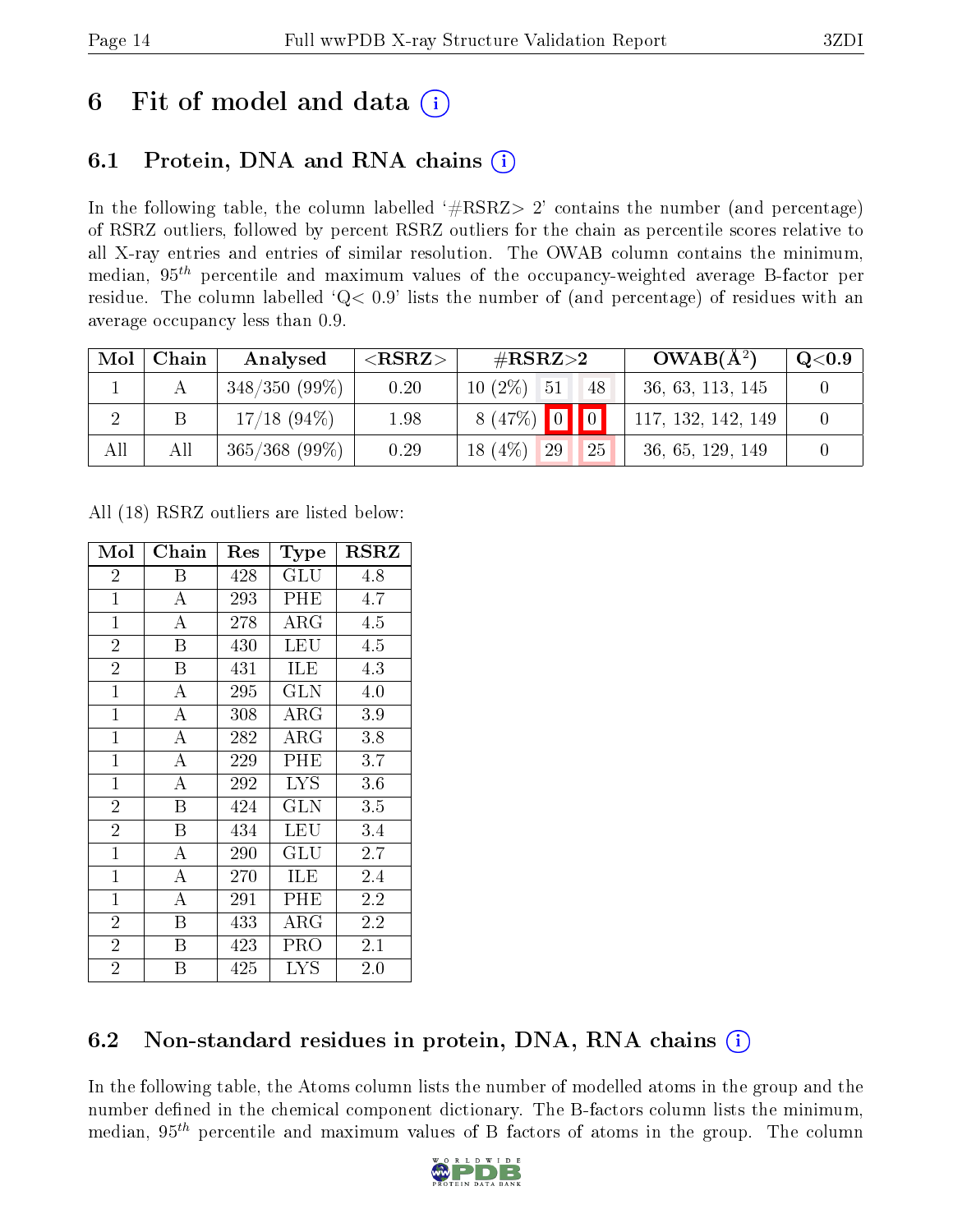# 6 Fit of model and data (i)

## 6.1 Protein, DNA and RNA chains (i)

In the following table, the column labelled '#RSRZ> 2' contains the number (and percentage) of RSRZ outliers, followed by percent RSRZ outliers for the chain as percentile scores relative to all X-ray entries and entries of similar resolution. The OWAB column contains the minimum, median, $95^{th}$ percentile and maximum values of the occupancy-weighted average B-factor per residue. The column labelled 'Q< 0.9' lists the number of (and percentage) of residues with an average occupancy less than 0.9.

| Mol | Chain | Analysed | <RSRZ> | #RSRZ>2 | | | OWAB(Å$^2$) | Q<0.9 |
|---|---|---|---|---|---|---|---|---|
| 1 | A | 348/350 (99%) | 0.20 | 10 (2%) | 51 | 48 | 36, 63, 113, 145 | 0 |
| 2 | B | 17/18 (94%) | 1.98 | 8 (47%) | 0 | 0 | 117, 132, 142, 149 | 0 |
| All | All | 365/368 (99%) | 0.29 | 18 (4%) | 29 | 25 | 36, 65, 129, 149 | 0 |

All (18) RSRZ outliers are listed below:

| Mol | Chain | Res | Type | RSRZ |
|---|---|---|---|---|
| 2 | B | 428 | GLU | 4.8 |
| 1 | A | 293 | PHE | 4.7 |
| 1 | A | 278 | ARG | 4.5 |
| 2 | B | 430 | LEU | 4.5 |
| 2 | B | 431 | ILE | 4.3 |
| 1 | A | 295 | GLN | 4.0 |
| 1 | A | 308 | ARG | 3.9 |
| 1 | A | 282 | ARG | 3.8 |
| 1 | A | 229 | PHE | 3.7 |
| 1 | A | 292 | LYS | 3.6 |
| 2 | B | 424 | GLN | 3.5 |
| 2 | B | 434 | LEU | 3.4 |
| 1 | A | 290 | GLU | 2.7 |
| 1 | A | 270 | ILE | 2.4 |
| 1 | A | 291 | PHE | 2.2 |
| 2 | B | 433 | ARG | 2.2 |
| 2 | B | 423 | PRO | 2.1 |
| 2 | B | 425 | LYS | 2.0 |

## 6.2 Non-standard residues in protein, DNA, RNA chains (i)

In the following table, the Atoms column lists the number of modelled atoms in the group and the number defined in the chemical component dictionary. The B-factors column lists the minimum, median, $95^{th}$ percentile and maximum values of B factors of atoms in the group. The column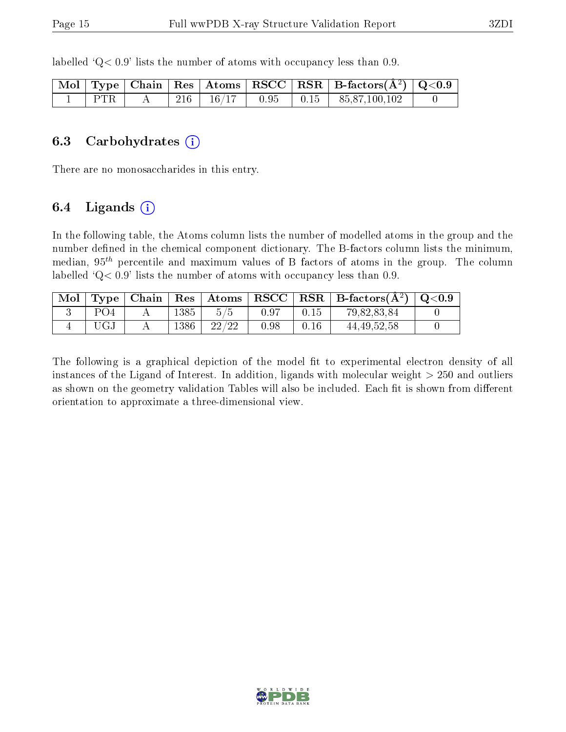labelled 'Q< 0.9' lists the number of atoms with occupancy less than 0.9.

| Mol | Type | Chain | Res | Atoms | RSCC | RSR | B-factors($Å^2$) | Q<0.9 |
|---|---|---|---|---|---|---|---|---|
| 1 | PTR | A | 216 | 16/17 | 0.95 | 0.15 | 85,87,100,102 | 0 |

### 6.3 Carbohydrates (i)

There are no monosaccharides in this entry.

### 6.4 Ligands (i)

In the following table, the Atoms column lists the number of modelled atoms in the group and the number defined in the chemical component dictionary. The B-factors column lists the minimum, median, $95^{th}$ percentile and maximum values of B factors of atoms in the group. The column labelled 'Q< 0.9' lists the number of atoms with occupancy less than 0.9.

| Mol | Type | Chain | Res | Atoms | RSCC | RSR | B-factors($Å^2$) | Q<0.9 |
|---|---|---|---|---|---|---|---|---|
| 3 | PO4 | A | 1385 | 5/5 | 0.97 | 0.15 | 79,82,83,84 | 0 |
| 4 | UGJ | A | 1386 | 22/22 | 0.98 | 0.16 | 44,49,52,58 | 0 |

The following is a graphical depiction of the model fit to experimental electron density of all instances of the Ligand of Interest. In addition, ligands with molecular weight > 250 and outliers as shown on the geometry validation Tables will also be included. Each fit is shown from different orientation to approximate a three-dimensional view.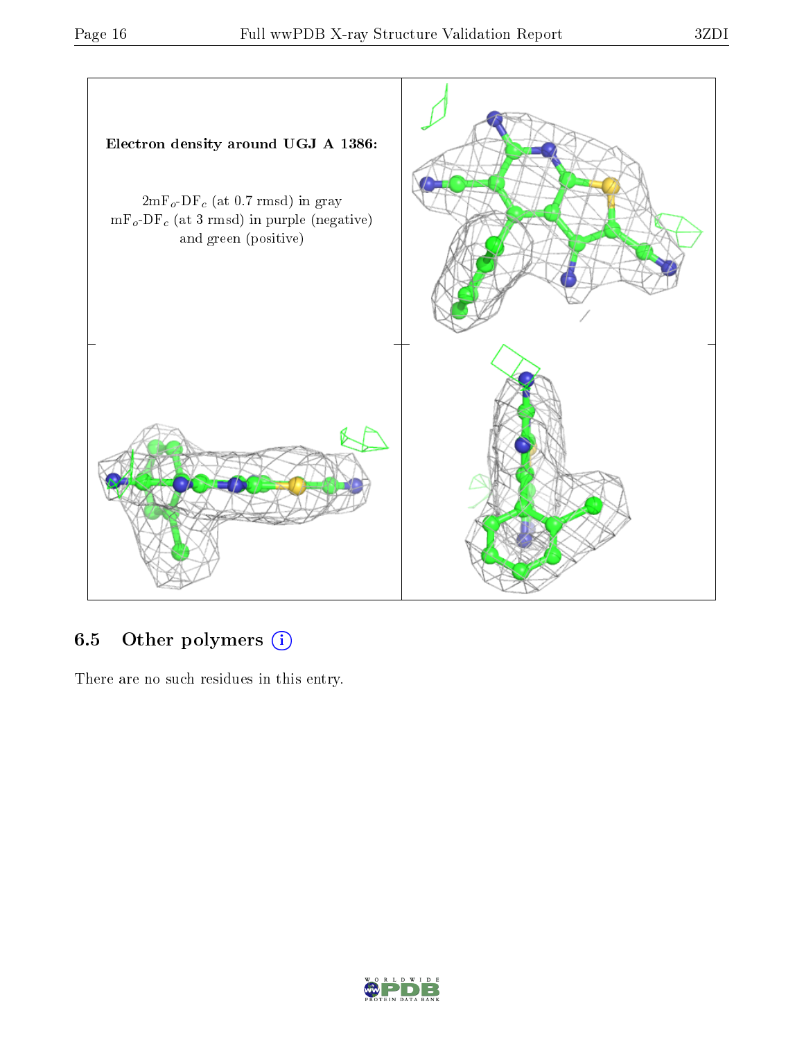**Electron density around UGJ A 1386:**

$2mF_o$-$DF_c$ (at 0.7 rmsd) in gray
$mF_o$-$DF_c$ (at 3 rmsd) in purple (negative)
and green (positive)

## 6.5 Other polymers

There are no such residues in this entry.